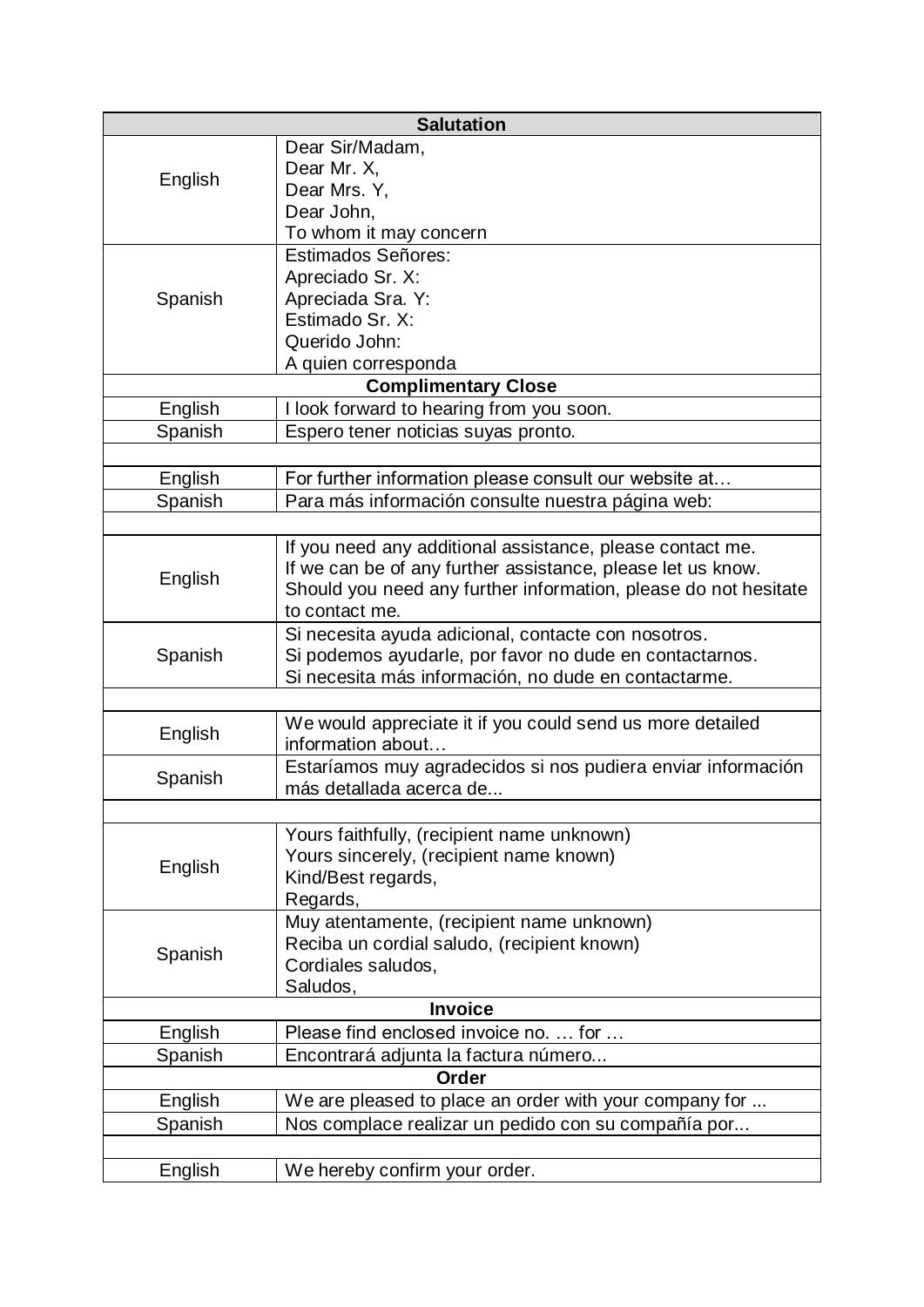| Salutation | |
|---|---|
| English | Dear Sir/Madam,<br>Dear Mr. X,<br>Dear Mrs. Y,<br>Dear John,<br>To whom it may concern |
| Spanish | Estimados Señores:<br>Apreciado Sr. X:<br>Apreciada Sra. Y:<br>Estimado Sr. X:<br>Querido John:<br>A quien corresponda |
| **Complimentary Close** | |
| English | I look forward to hearing from you soon. |
| Spanish | Espero tener noticias suyas pronto. |
| | |
| English | For further information please consult our website at… |
| Spanish | Para más información consulte nuestra página web: |
| | |
| English | If you need any additional assistance, please contact me.<br>If we can be of any further assistance, please let us know.<br>Should you need any further information, please do not hesitate to contact me. |
| Spanish | Si necesita ayuda adicional, contacte con nosotros.<br>Si podemos ayudarle, por favor no dude en contactarnos.<br>Si necesita más información, no dude en contactarme. |
| | |
| English | We would appreciate it if you could send us more detailed information about… |
| Spanish | Estaríamos muy agradecidos si nos pudiera enviar información más detallada acerca de... |
| | |
| English | Yours faithfully, (recipient name unknown)<br>Yours sincerely, (recipient name known)<br>Kind/Best regards,<br>Regards, |
| Spanish | Muy atentamente, (recipient name unknown)<br>Reciba un cordial saludo, (recipient known)<br>Cordiales saludos,<br>Saludos, |
| **Invoice** | |
| English | Please find enclosed invoice no. … for … |
| Spanish | Encontrará adjunta la factura número... |
| **Order** | |
| English | We are pleased to place an order with your company for ... |
| Spanish | Nos complace realizar un pedido con su compañía por... |
| | |
| English | We hereby confirm your order. |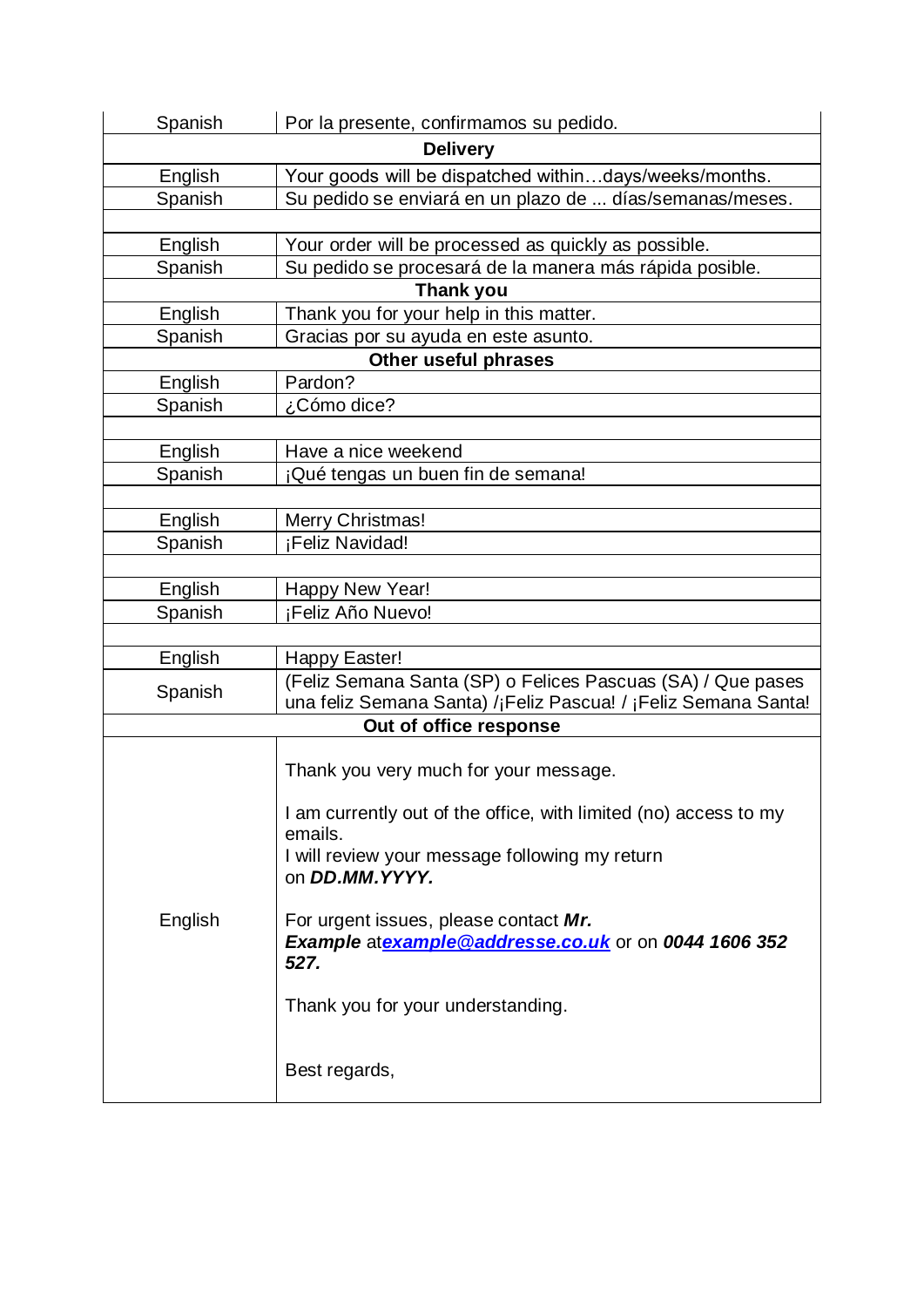| | |
|---|---|
| Spanish | Por la presente, confirmamos su pedido. |
| **Delivery** | |
| English | Your goods will be dispatched within…days/weeks/months. |
| Spanish | Su pedido se enviará en un plazo de ... días/semanas/meses. |
| | |
| English | Your order will be processed as quickly as possible. |
| Spanish | Su pedido se procesará de la manera más rápida posible. |
| **Thank you** | |
| English | Thank you for your help in this matter. |
| Spanish | Gracias por su ayuda en este asunto. |
| **Other useful phrases** | |
| English | Pardon? |
| Spanish | ¿Cómo dice? |
| | |
| English | Have a nice weekend |
| Spanish | ¡Qué tengas un buen fin de semana! |
| | |
| English | Merry Christmas! |
| Spanish | ¡Feliz Navidad! |
| | |
| English | Happy New Year! |
| Spanish | ¡Feliz Año Nuevo! |
| | |
| English | Happy Easter! |
| Spanish | (Feliz Semana Santa (SP) o Felices Pascuas (SA) / Que pases una feliz Semana Santa) /¡Feliz Pascua! / ¡Feliz Semana Santa! |
| **Out of office response** | |
| English | Thank you very much for your message.<br><br>I am currently out of the office, with limited (no) access to my emails.<br>I will review your message following my return on ***DD.MM.YYYY.***<br><br>For urgent issues, please contact ***Mr. Example*** at***example@addresse.co.uk*** or on ***0044 1606 352 527.***<br><br>Thank you for your understanding.<br><br>Best regards, |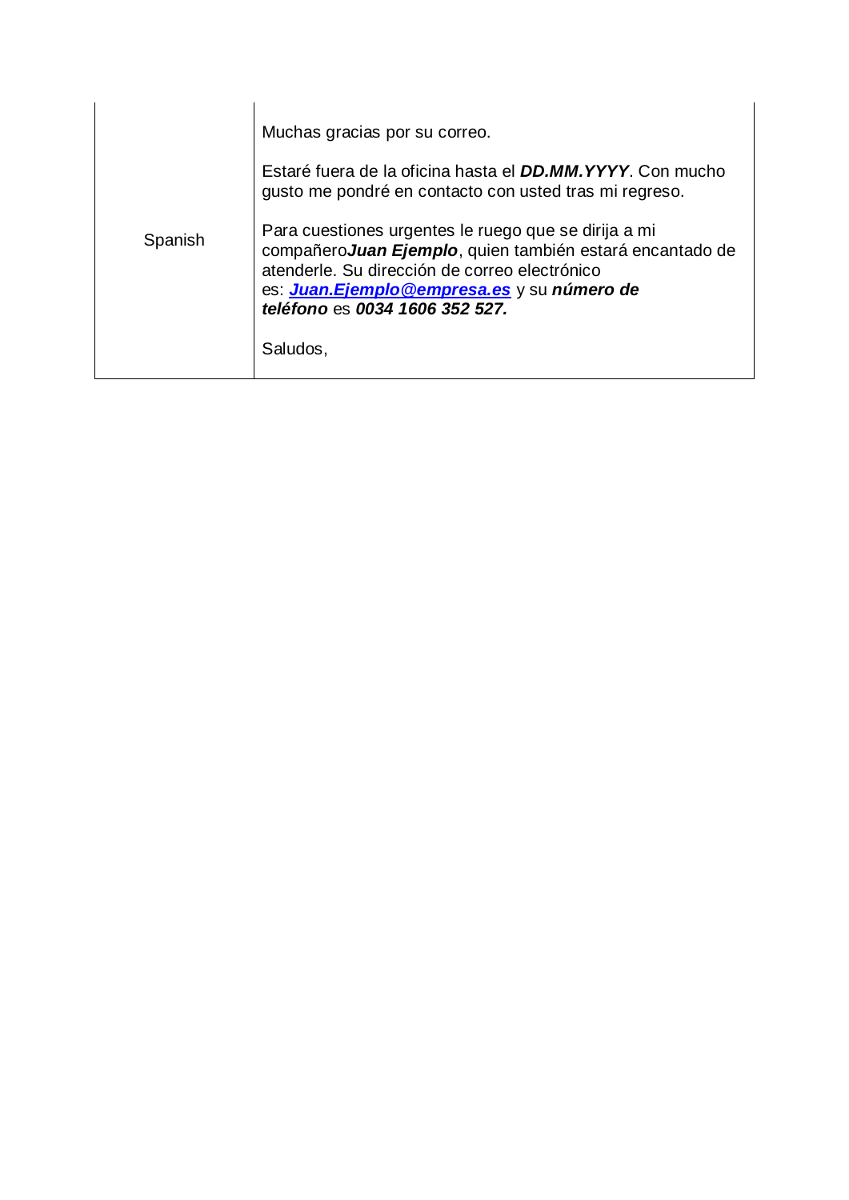| | |
|---|---|
| Spanish | Muchas gracias por su correo.<br><br>Estaré fuera de la oficina hasta el ***DD.MM.YYYY***. Con mucho gusto me pondré en contacto con usted tras mi regreso.<br><br>Para cuestiones urgentes le ruego que se dirija a mi compañero***Juan Ejemplo***, quien también estará encantado de atenderle. Su dirección de correo electrónico es: ***Juan.Ejemplo@empresa.es*** y su ***número de teléfono*** es ***0034 1606 352 527.***<br><br>Saludos, |